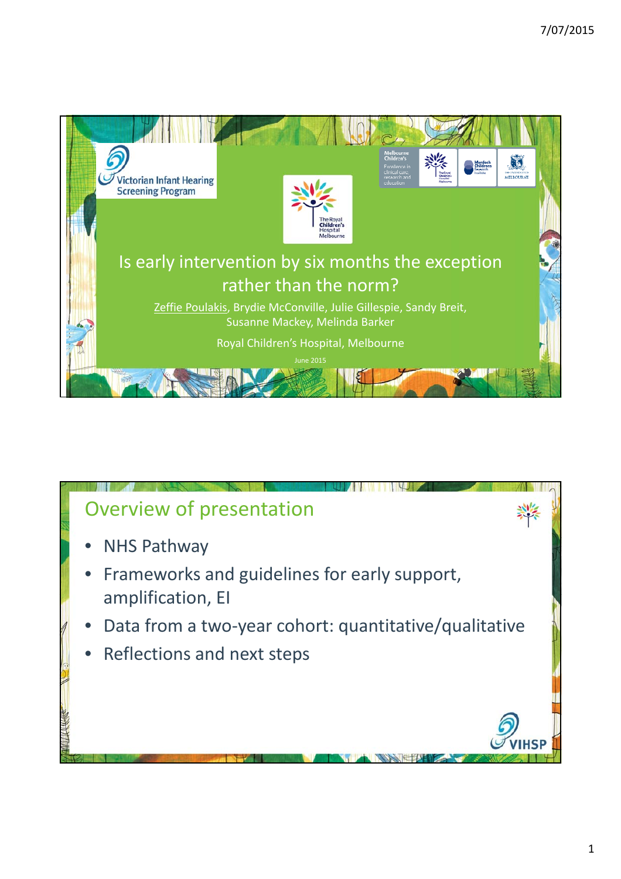# Is early intervention by six months the exception rather than the norm?

Zeffie Poulakis, Brydie McConville, Julie Gillespie, Sandy Breit, Susanne Mackey, Melinda Barker

Royal Children's Hospital, Melbourne

June 2015

## Overview of presentation

- NHS Pathway
- Frameworks and guidelines for early support, amplification, EI
- Data from a two-year cohort: quantitative/qualitative
- Reflections and next steps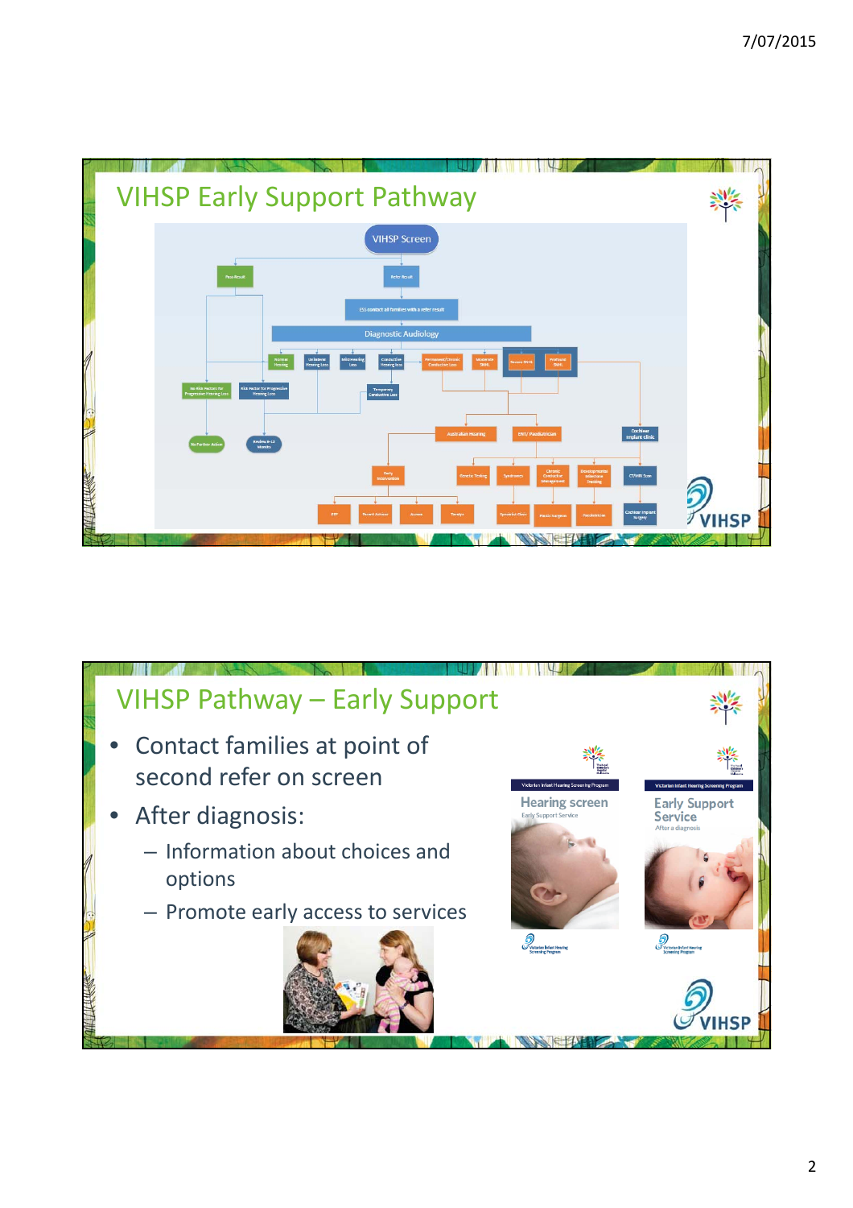## VIHSP Early Support Pathway

VIHSP Screen

Pass Result

Refer Result

ESS contact all families with a refer result

Diagnostic Audiology

## VIHSP Pathway – Early Support

- Contact families at point of second refer on screen
- After diagnosis:
  - Information about choices and options
  - Promote early access to services

Victorian Infant Hearing Screening Program

Hearing screen

Early Support Service

Victorian Infant Hearing Screening Program

Early Support Service

After a diagnosis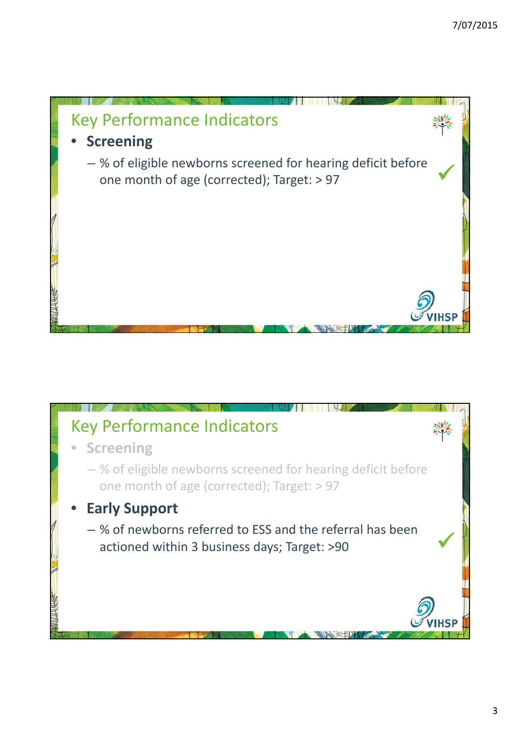## Key Performance Indicators

- **Screening**
  - % of eligible newborns screened for hearing deficit before one month of age (corrected); Target: > 97 ✓

## Key Performance Indicators

- **Screening**
  - % of eligible newborns screened for hearing deficit before one month of age (corrected); Target: > 97
- **Early Support**
  - % of newborns referred to ESS and the referral has been actioned within 3 business days; Target: >90 ✓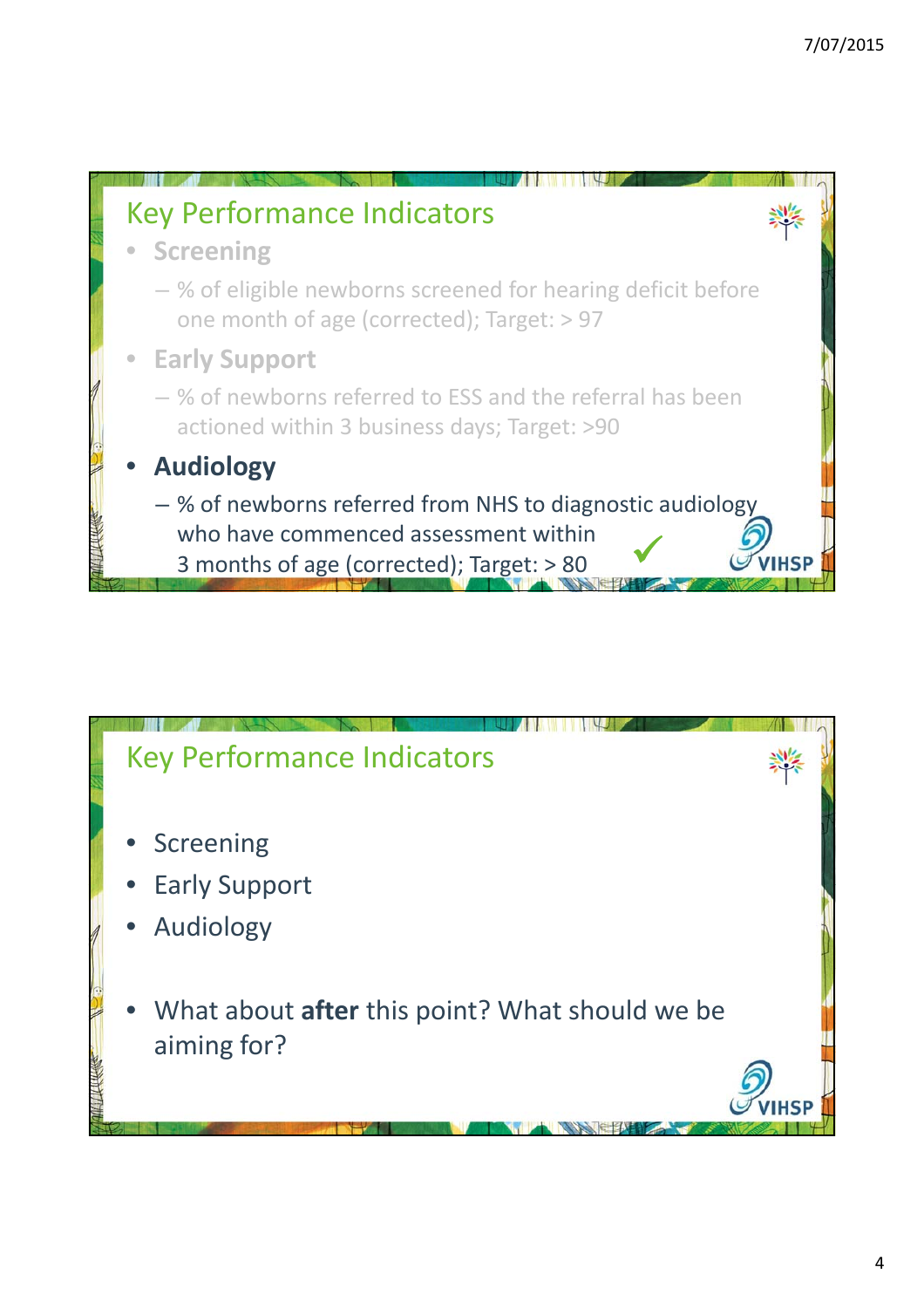## Key Performance Indicators

- Screening
  - % of eligible newborns screened for hearing deficit before one month of age (corrected); Target: > 97
- Early Support
  - % of newborns referred to ESS and the referral has been actioned within 3 business days; Target: >90
- **Audiology**
  - % of newborns referred from NHS to diagnostic audiology who have commenced assessment within 3 months of age (corrected); Target: > 80 ✓

VIHSP

## Key Performance Indicators

- Screening
- Early Support
- Audiology
- What about **after** this point? What should we be aiming for?

VIHSP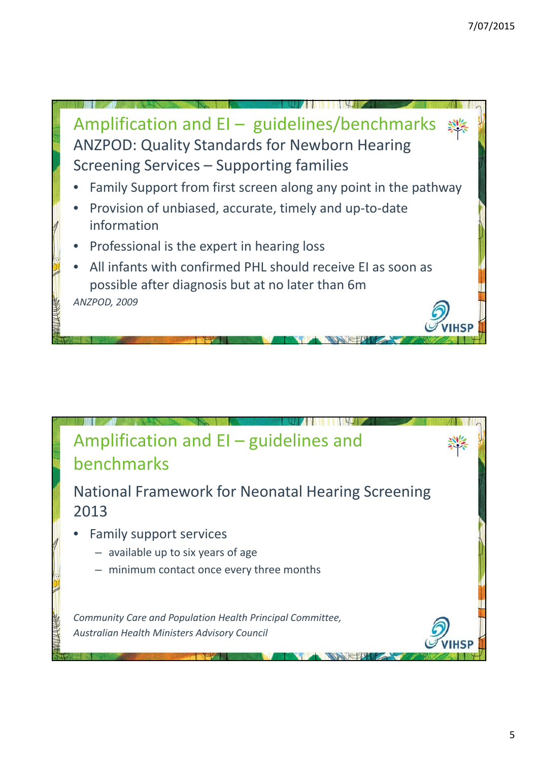## Amplification and EI – guidelines/benchmarks

### ANZPOD: Quality Standards for Newborn Hearing Screening Services – Supporting families

- Family Support from first screen along any point in the pathway
- Provision of unbiased, accurate, timely and up-to-date information
- Professional is the expert in hearing loss
- All infants with confirmed PHL should receive EI as soon as possible after diagnosis but at no later than 6m

*ANZPOD, 2009*

## Amplification and EI – guidelines and benchmarks

### National Framework for Neonatal Hearing Screening 2013

- Family support services
  - available up to six years of age
  - minimum contact once every three months

*Community Care and Population Health Principal Committee, Australian Health Ministers Advisory Council*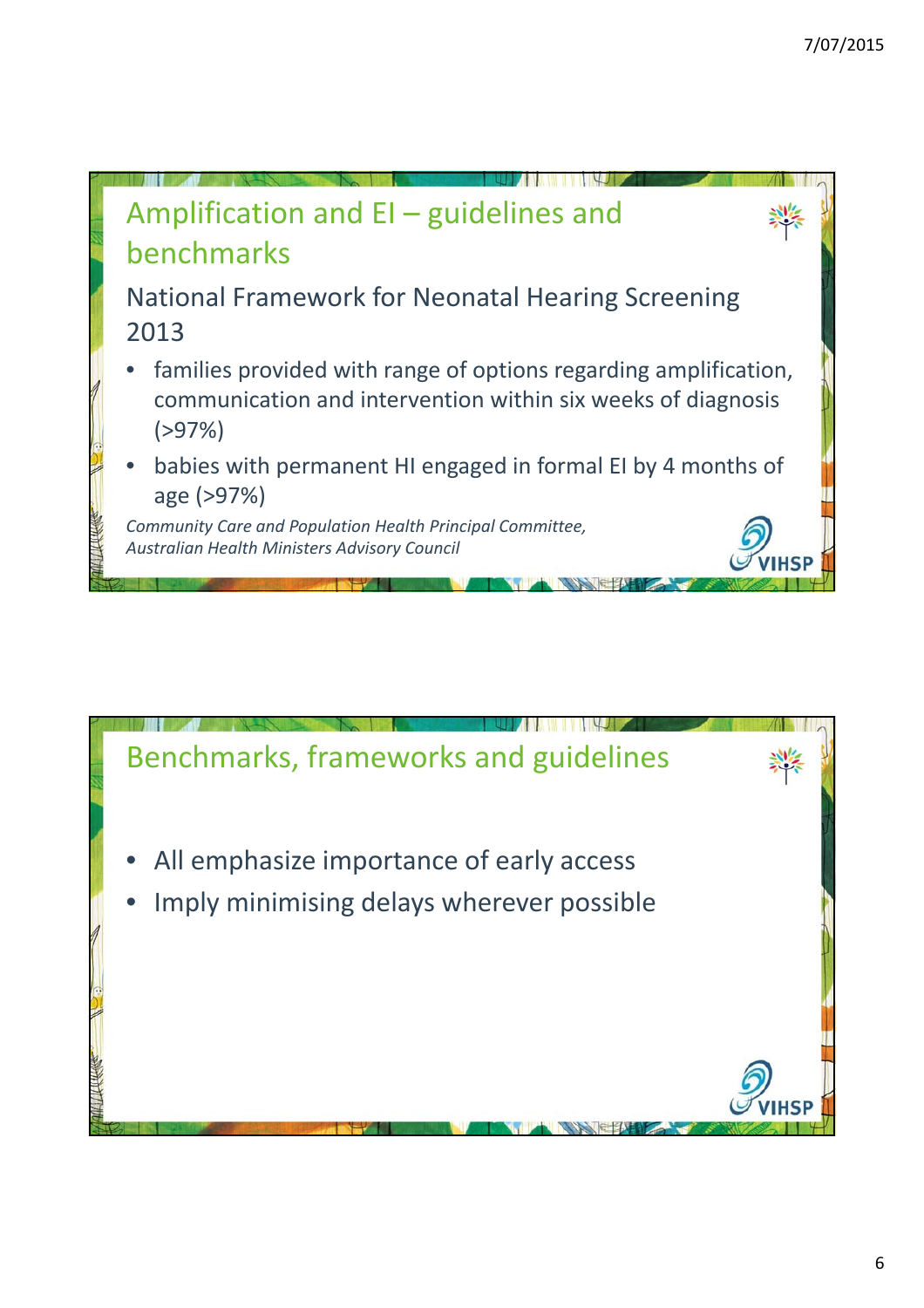## Amplification and EI – guidelines and benchmarks

National Framework for Neonatal Hearing Screening 2013

- families provided with range of options regarding amplification, communication and intervention within six weeks of diagnosis (>97%)
- babies with permanent HI engaged in formal EI by 4 months of age (>97%)

*Community Care and Population Health Principal Committee, Australian Health Ministers Advisory Council*

## Benchmarks, frameworks and guidelines

- All emphasize importance of early access
- Imply minimising delays wherever possible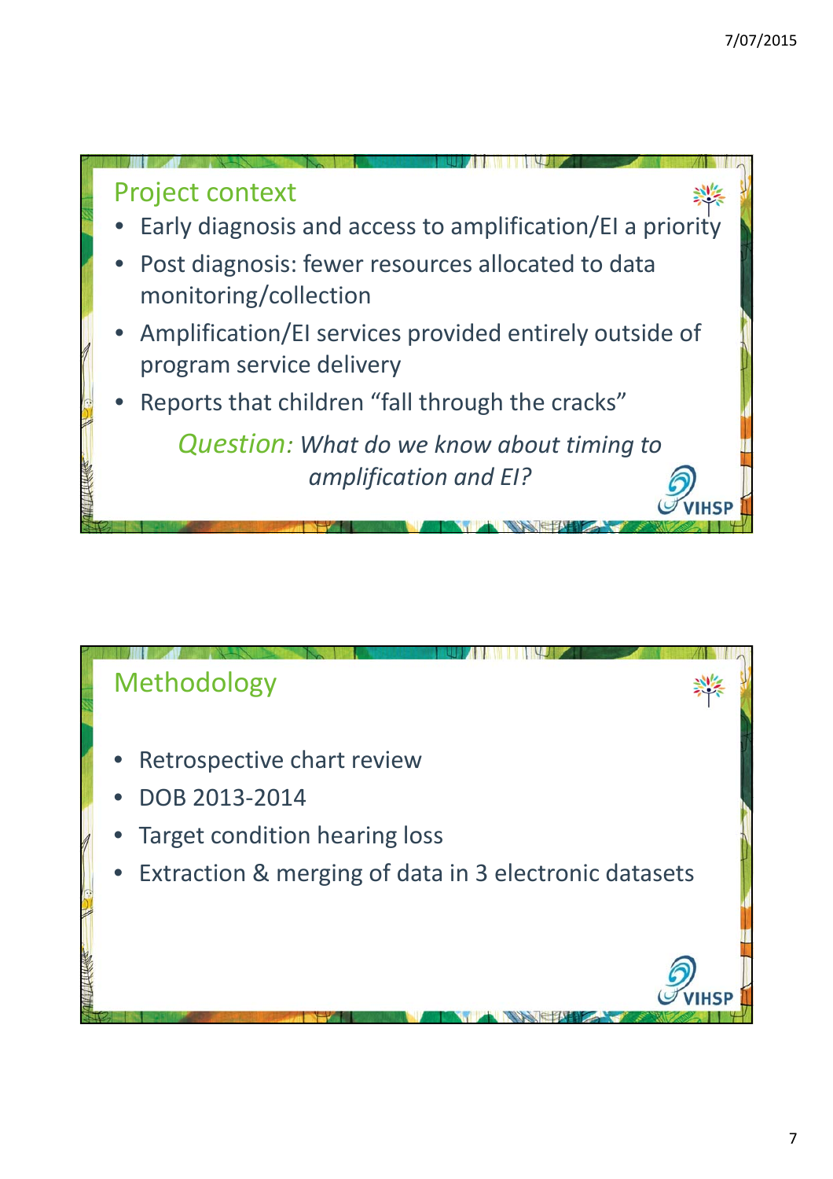## Project context

- Early diagnosis and access to amplification/EI a priority
- Post diagnosis: fewer resources allocated to data monitoring/collection
- Amplification/EI services provided entirely outside of program service delivery
- Reports that children "fall through the cracks"

*Question: What do we know about timing to amplification and EI?*

## Methodology

- Retrospective chart review
- DOB 2013-2014
- Target condition hearing loss
- Extraction & merging of data in 3 electronic datasets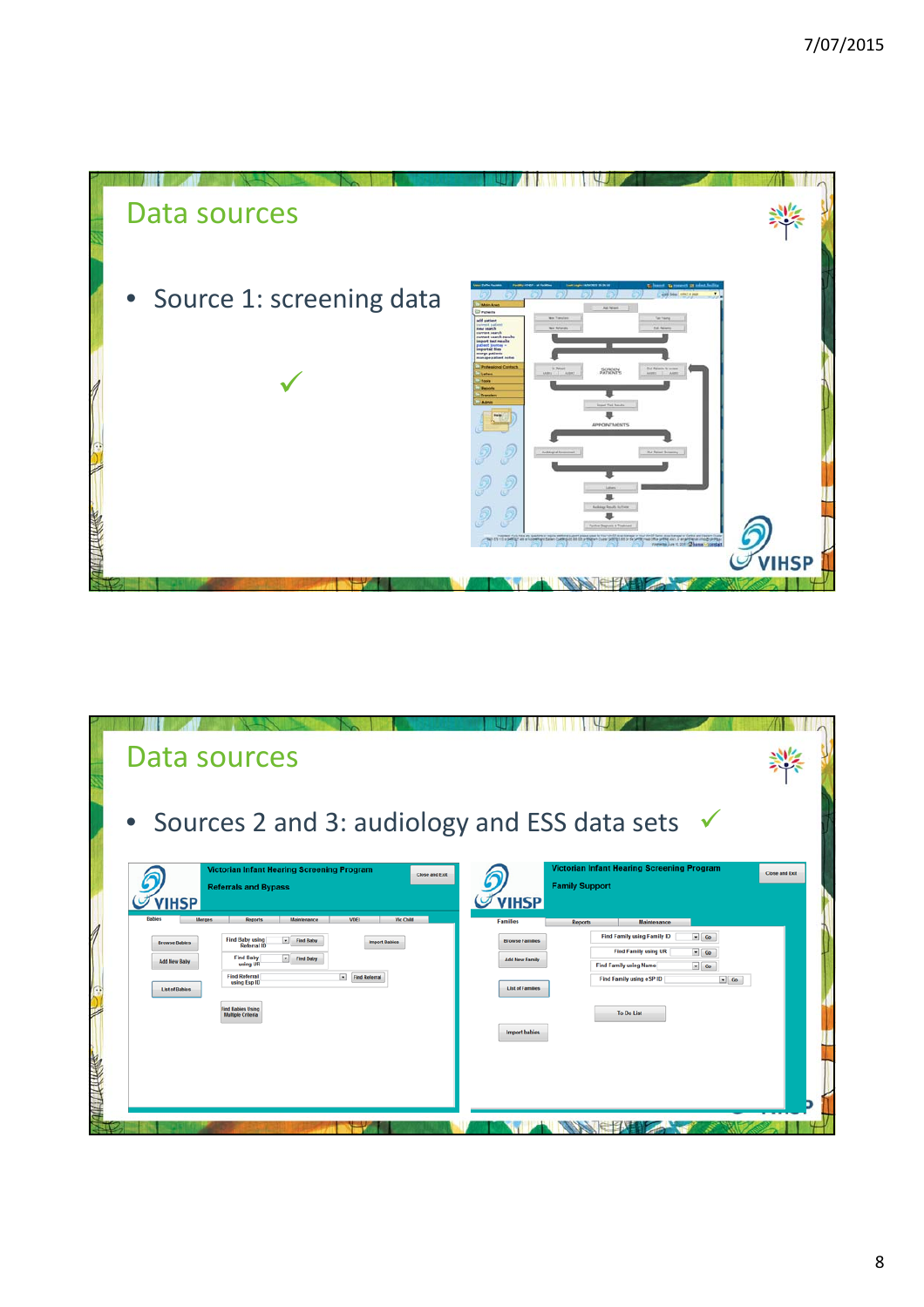## Data sources

- Source 1: screening data

✓

## Data sources

- Sources 2 and 3: audiology and ESS data sets ✓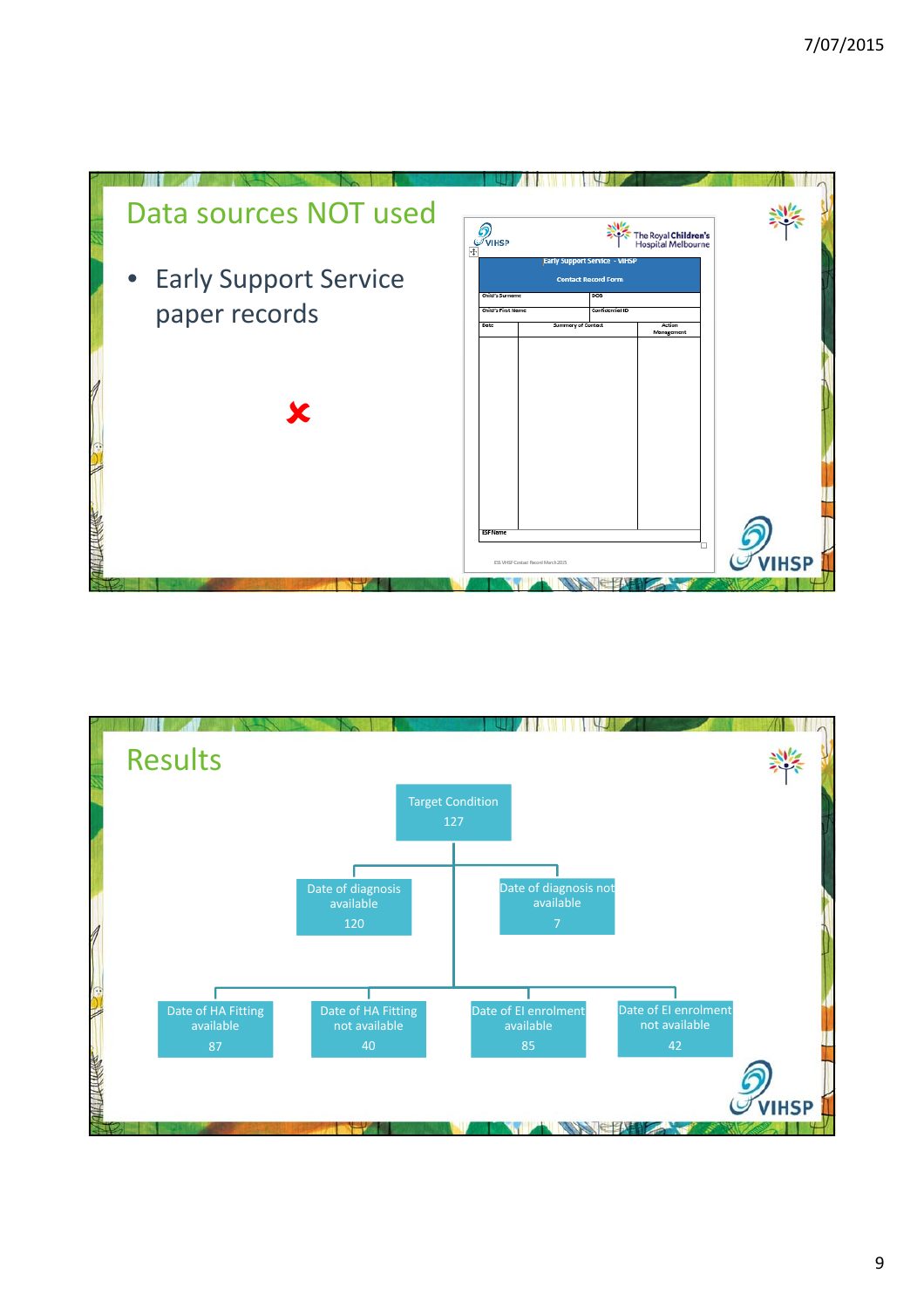## Data sources NOT used

- Early Support Service paper records

✘

Early Support Service - VIHSP

Contact Record Form

| Child's Surname | | DOB |
|---|---|---|
| Child's First Name | | Confidential ID |
| Date | Summary of Contact | Action Management |
| | | |
| ESF Name | | |

## Results

- Target Condition 127
  - Date of diagnosis available 120
  - Date of diagnosis not available 7
  - Date of HA Fitting available 87
  - Date of HA Fitting not available 40
  - Date of EI enrolment available 85
  - Date of EI enrolment not available 42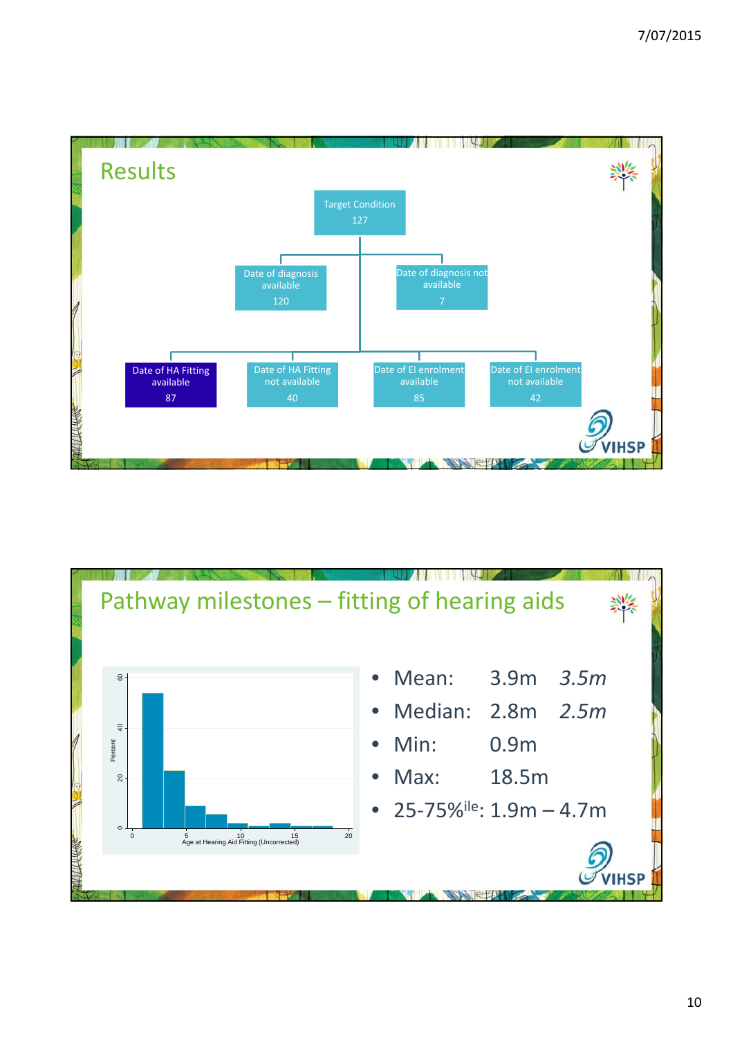## Results

- Target Condition: 127
  - Date of diagnosis available: 120
  - Date of diagnosis not available: 7
    - Date of HA Fitting available: 87
    - Date of HA Fitting not available: 40
    - Date of EI enrolment available: 85
    - Date of EI enrolment not available: 42

## Pathway milestones – fitting of hearing aids

Percent (y-axis: 0, 20, 40, 60)

Age at Hearing Aid Fitting (Uncorrected) (x-axis: 0, 5, 10, 15, 20)

- Mean: 3.9m *3.5m*
- Median: 2.8m *2.5m*
- Min: 0.9m
- Max: 18.5m
- 25-75%ile: 1.9m – 4.7m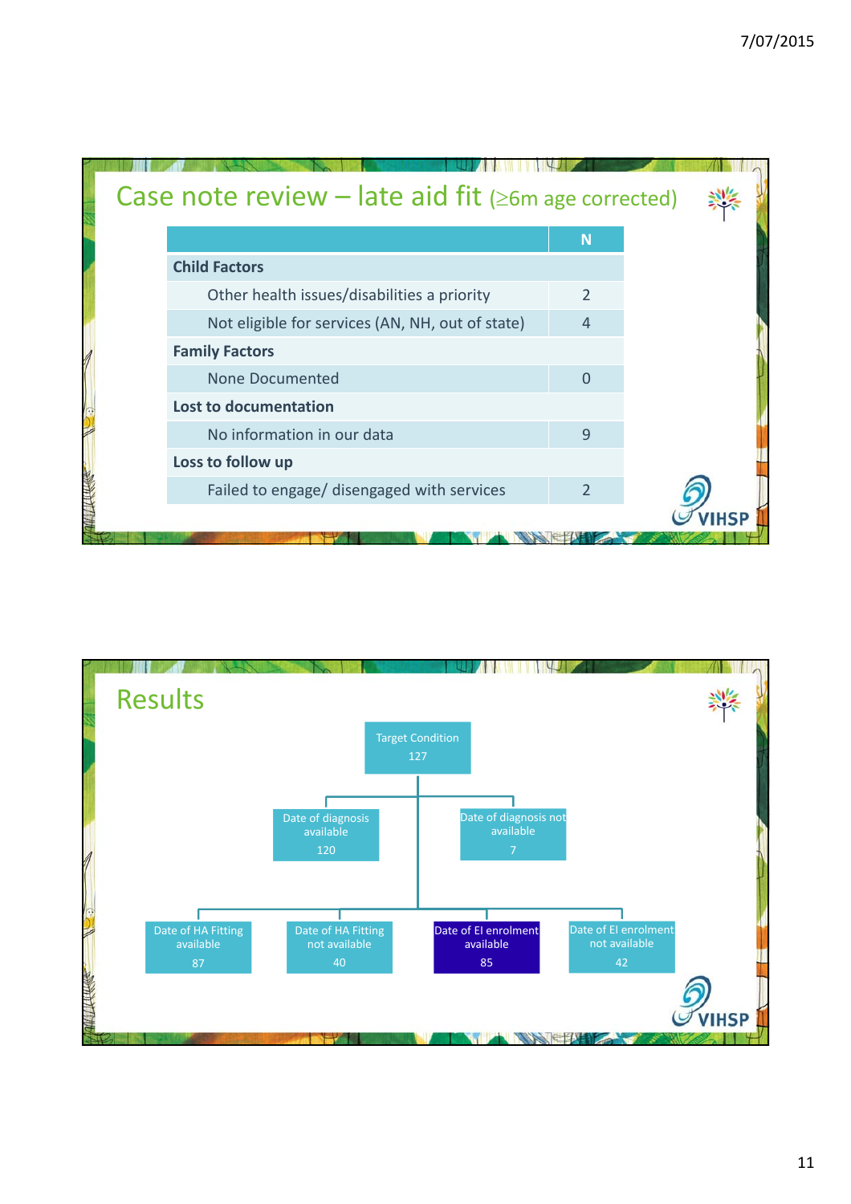## Case note review – late aid fit (≥6m age corrected)

| | N |
|---|---|
| **Child Factors** | |
| Other health issues/disabilities a priority | 2 |
| Not eligible for services (AN, NH, out of state) | 4 |
| **Family Factors** | |
| None Documented | 0 |
| **Lost to documentation** | |
| No information in our data | 9 |
| **Loss to follow up** | |
| Failed to engage/ disengaged with services | 2 |

## Results

- Target Condition 127
  - Date of diagnosis available 120
  - Date of diagnosis not available 7
  - Date of HA Fitting available 87
  - Date of HA Fitting not available 40
  - Date of EI enrolment available 85
  - Date of EI enrolment not available 42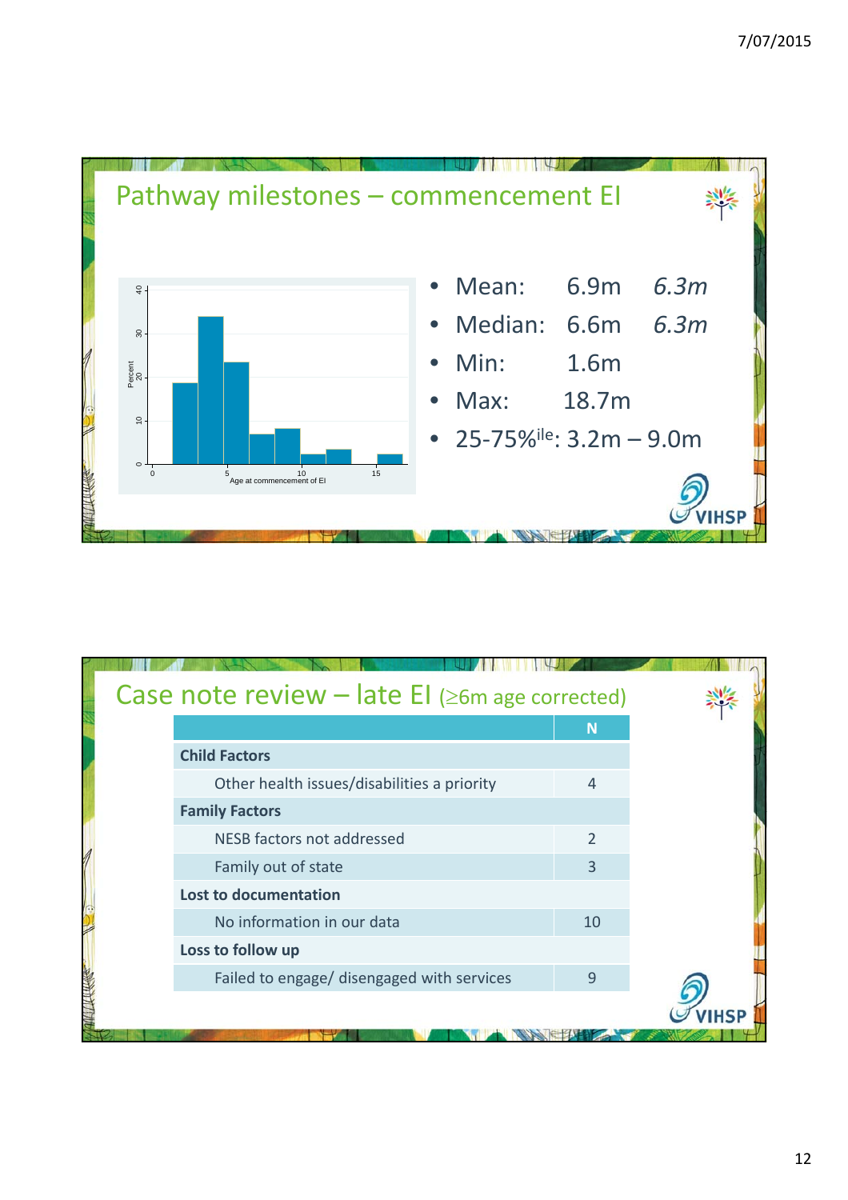## Pathway milestones – commencement EI

- Mean: 6.9m *6.3m*
- Median: 6.6m *6.3m*
- Min: 1.6m
- Max: 18.7m
- 25-75%ile: 3.2m – 9.0m

## Case note review – late EI (≥6m age corrected)

| | N |
|---|---|
| **Child Factors** | |
| Other health issues/disabilities a priority | 4 |
| **Family Factors** | |
| NESB factors not addressed | 2 |
| Family out of state | 3 |
| **Lost to documentation** | |
| No information in our data | 10 |
| **Loss to follow up** | |
| Failed to engage/ disengaged with services | 9 |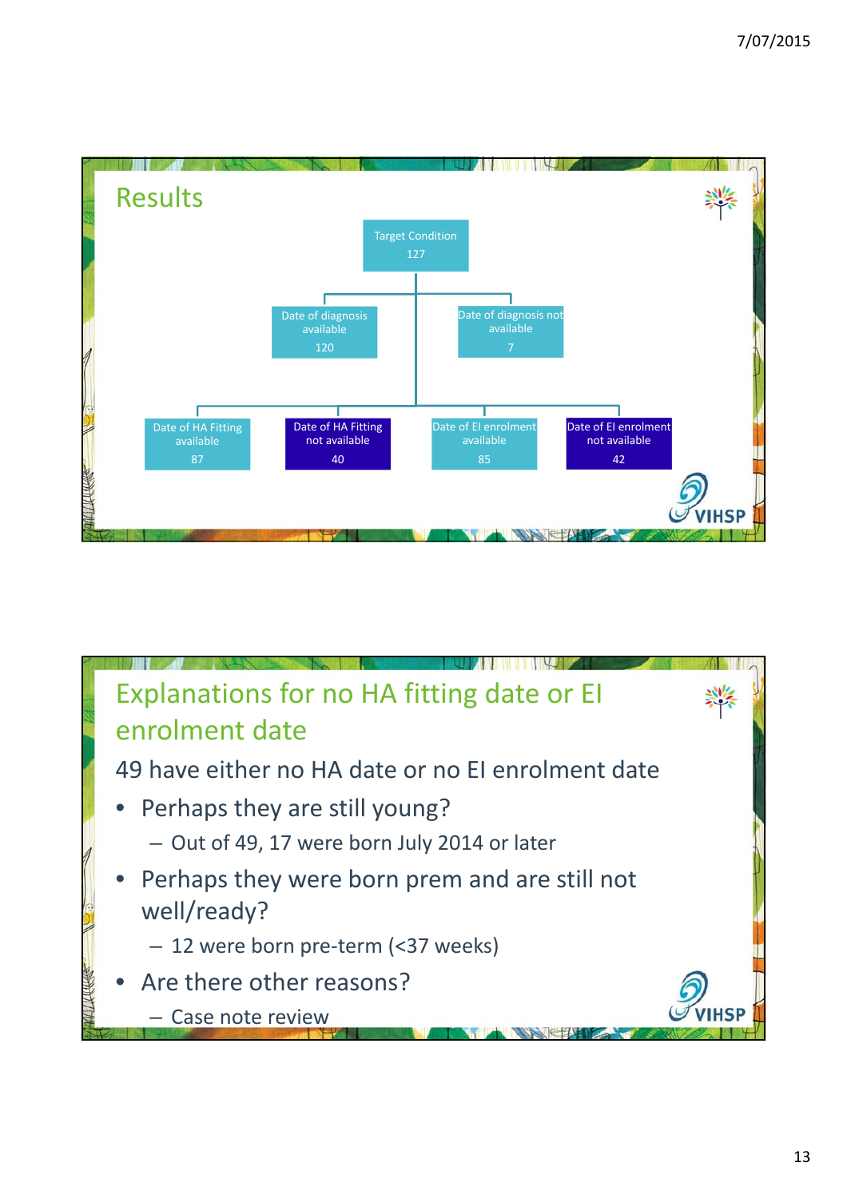## Results

- Target Condition: 127
  - Date of diagnosis available: 120
  - Date of diagnosis not available: 7
  - Date of HA Fitting available: 87
  - Date of HA Fitting not available: 40
  - Date of EI enrolment available: 85
  - Date of EI enrolment not available: 42

## Explanations for no HA fitting date or EI enrolment date

49 have either no HA date or no EI enrolment date

- Perhaps they are still young?
  - Out of 49, 17 were born July 2014 or later
- Perhaps they were born prem and are still not well/ready?
  - 12 were born pre-term (<37 weeks)
- Are there other reasons?
  - Case note review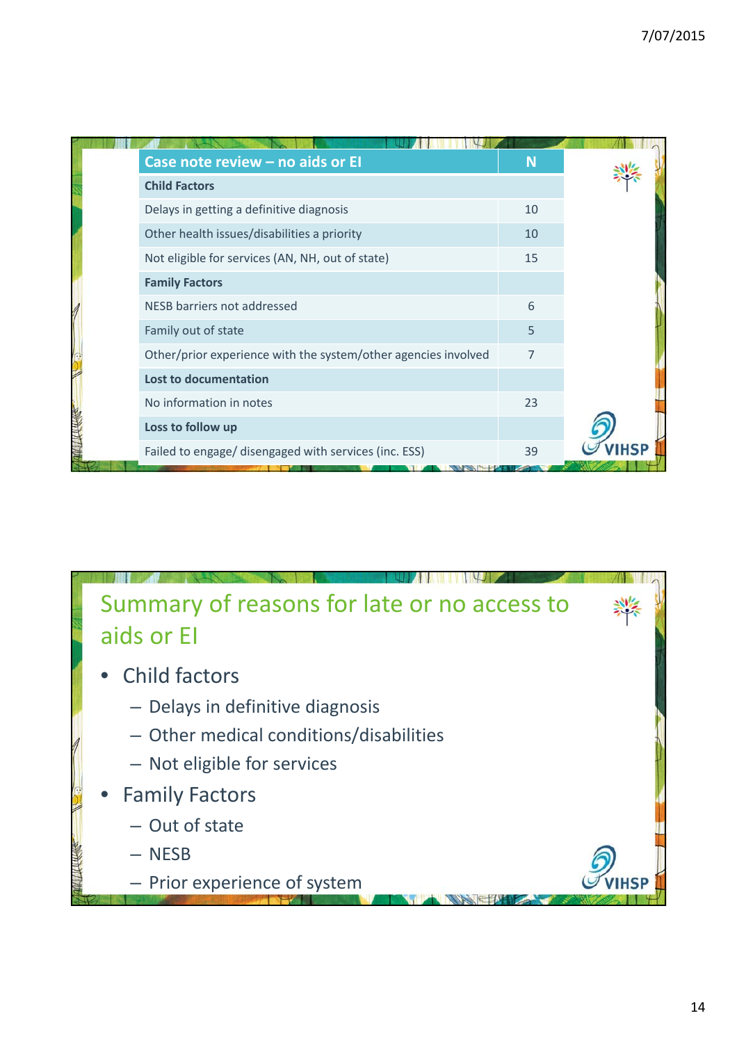| Case note review – no aids or EI | N |
|---|---|
| **Child Factors** | |
| Delays in getting a definitive diagnosis | 10 |
| Other health issues/disabilities a priority | 10 |
| Not eligible for services (AN, NH, out of state) | 15 |
| **Family Factors** | |
| NESB barriers not addressed | 6 |
| Family out of state | 5 |
| Other/prior experience with the system/other agencies involved | 7 |
| **Lost to documentation** | |
| No information in notes | 23 |
| **Loss to follow up** | |
| Failed to engage/ disengaged with services (inc. ESS) | 39 |

## Summary of reasons for late or no access to aids or EI

- Child factors
  - Delays in definitive diagnosis
  - Other medical conditions/disabilities
  - Not eligible for services
- Family Factors
  - Out of state
  - NESB
  - Prior experience of system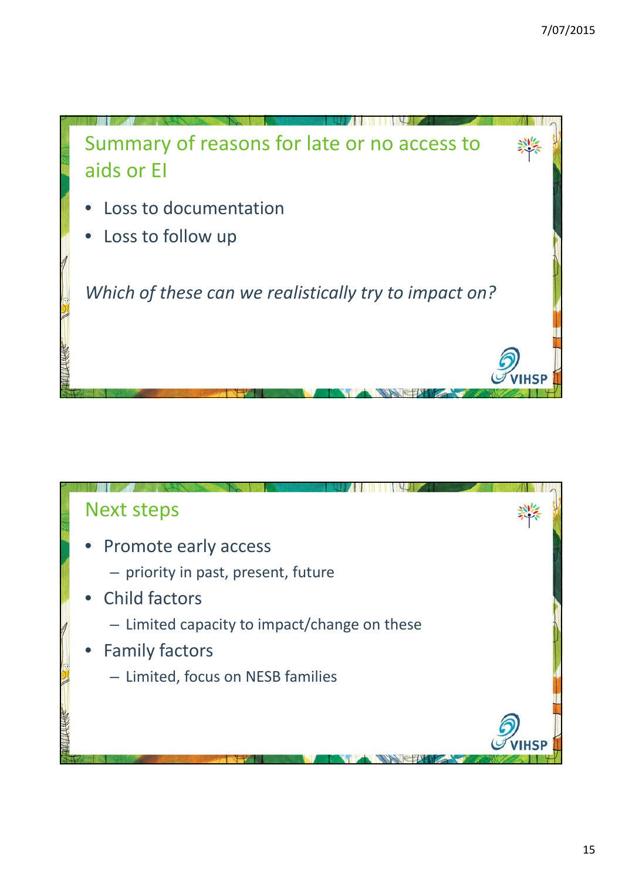## Summary of reasons for late or no access to aids or EI

- Loss to documentation
- Loss to follow up

*Which of these can we realistically try to impact on?*

## Next steps

- Promote early access
  - priority in past, present, future
- Child factors
  - Limited capacity to impact/change on these
- Family factors
  - Limited, focus on NESB families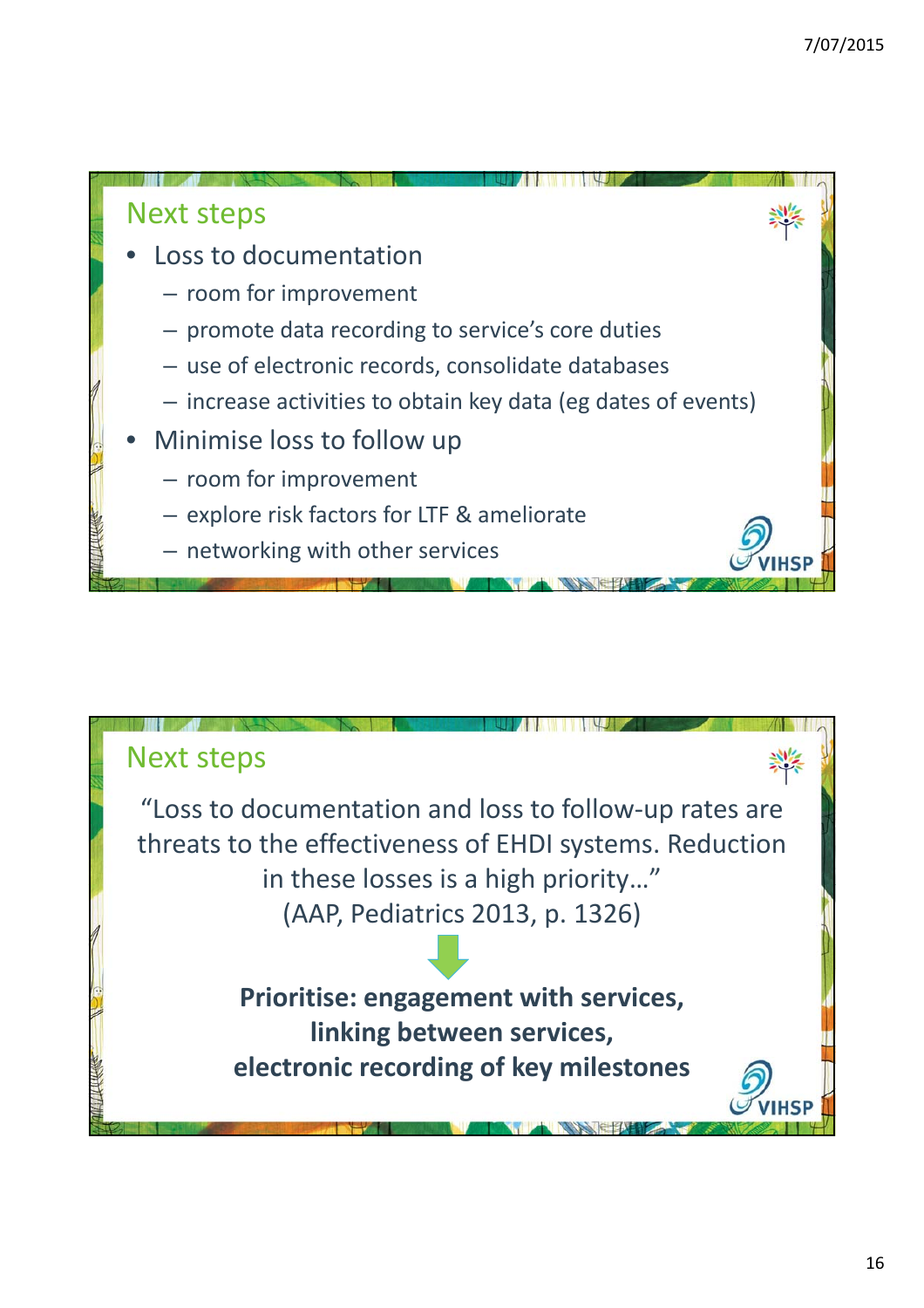## Next steps

- Loss to documentation
  - room for improvement
  - promote data recording to service's core duties
  - use of electronic records, consolidate databases
  - increase activities to obtain key data (eg dates of events)
- Minimise loss to follow up
  - room for improvement
  - explore risk factors for LTF & ameliorate
  - networking with other services

VIHSP

## Next steps

"Loss to documentation and loss to follow-up rates are threats to the effectiveness of EHDI systems. Reduction in these losses is a high priority…"
(AAP, Pediatrics 2013, p. 1326)

**Prioritise: engagement with services, linking between services, electronic recording of key milestones**

VIHSP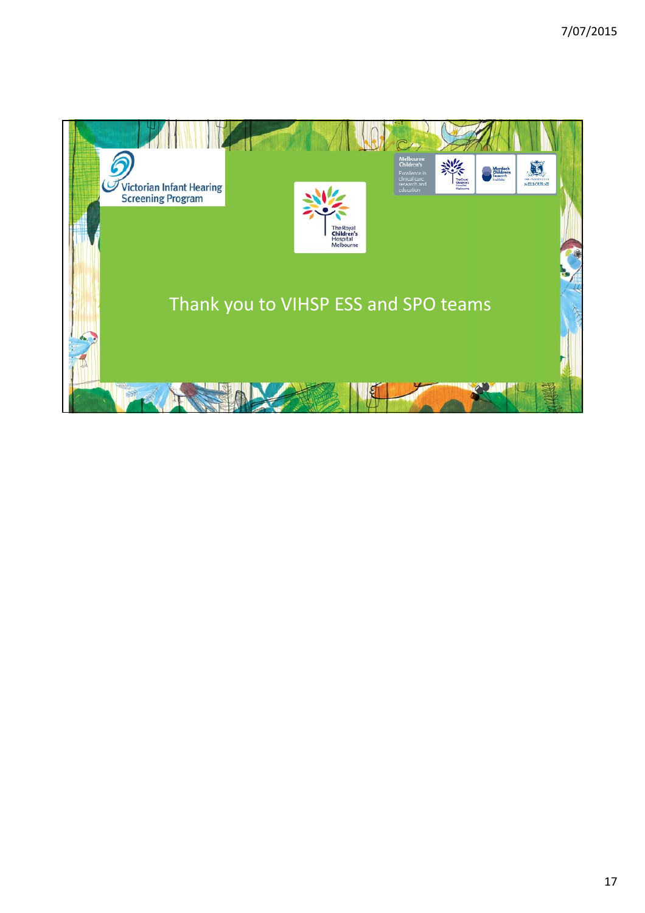Victorian Infant Hearing Screening Program

The Royal Children's Hospital Melbourne

Thank you to VIHSP ESS and SPO teams